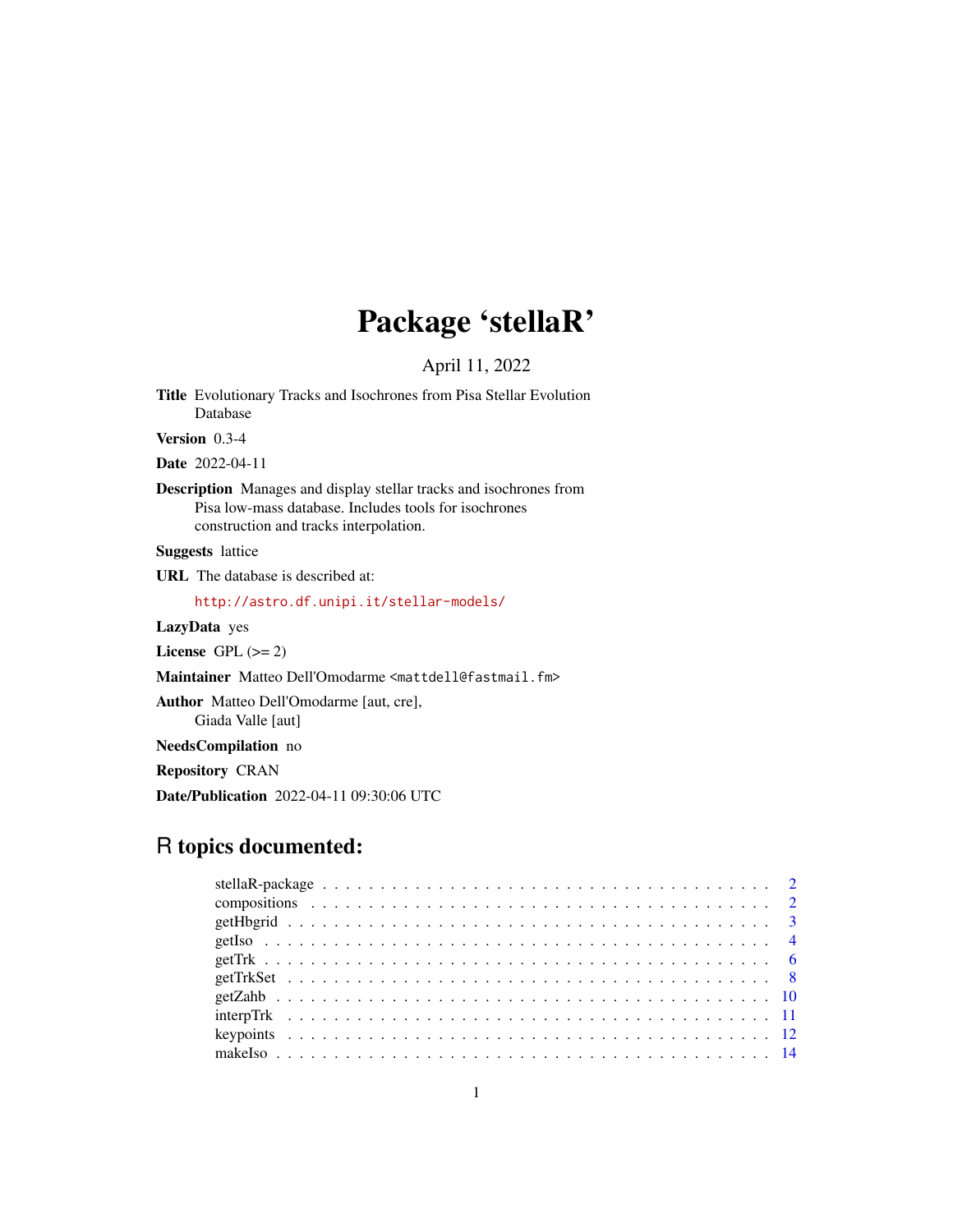# Package 'stellaR'

April 11, 2022

**Title** Evolutionary Tracks and Isochrones from Pisa Stellar Evolution Database

**Version** 0.3-4

**Date** 2022-04-11

**Description** Manages and display stellar tracks and isochrones from Pisa low-mass database. Includes tools for isochrones construction and tracks interpolation.

**Suggests** lattice

**URL** The database is described at:

http://astro.df.unipi.it/stellar-models/

**LazyData** yes

**License** GPL (>= 2)

**Maintainer** Matteo Dell'Omodarme <mattdell@fastmail.fm>

**Author** Matteo Dell'Omodarme [aut, cre],
Giada Valle [aut]

**NeedsCompilation** no

**Repository** CRAN

**Date/Publication** 2022-04-11 09:30:06 UTC

## R topics documented:

| | |
|---|---|
| stellaR-package | 2 |
| compositions | 2 |
| getHbgrid | 3 |
| getIso | 4 |
| getTrk | 6 |
| getTrkSet | 8 |
| getZahb | 10 |
| interpTrk | 11 |
| keypoints | 12 |
| makeIso | 14 |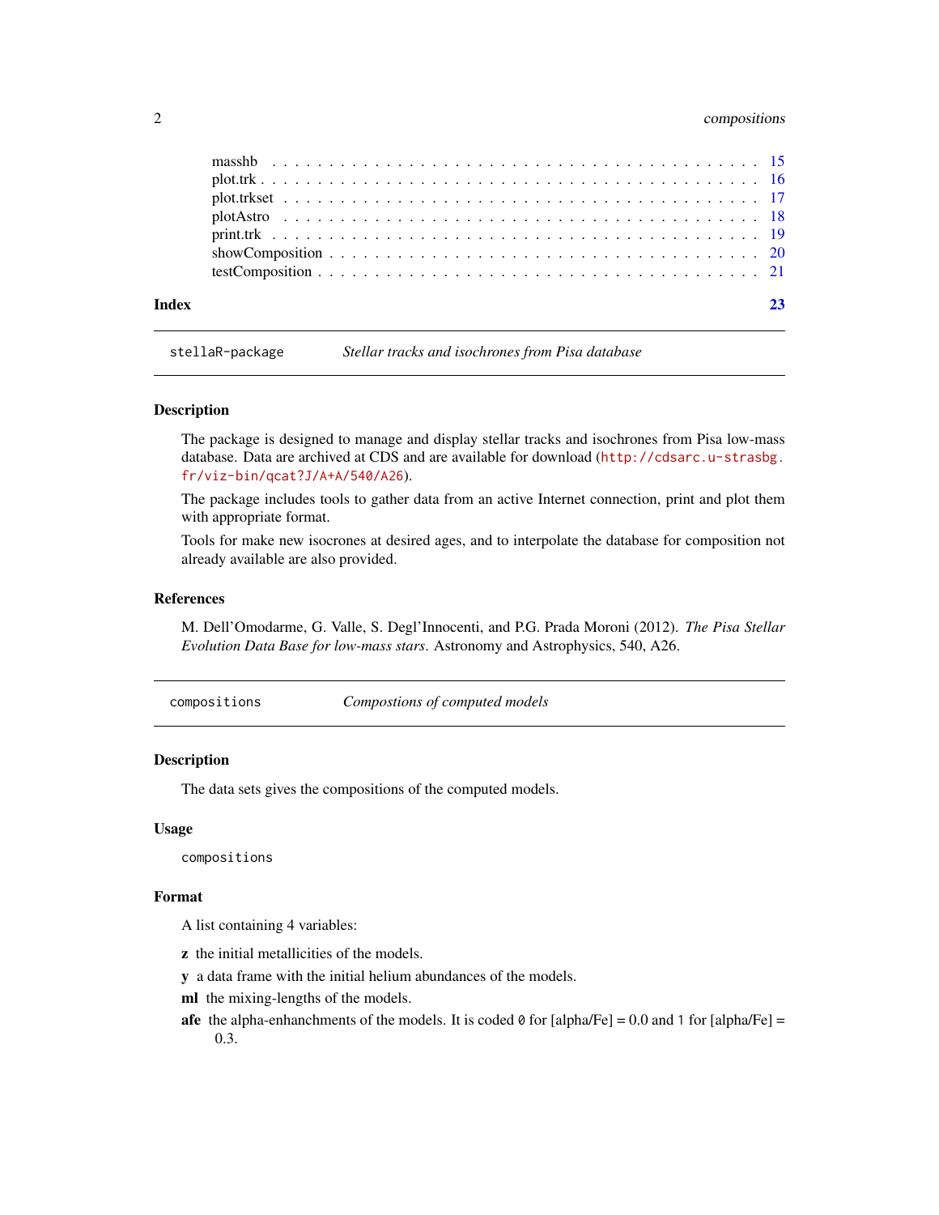masshb . . . . . . . . . . . . . . . . . . . . . . . . . . . . . . . . . . . . . . . . 15
plot.trk . . . . . . . . . . . . . . . . . . . . . . . . . . . . . . . . . . . . . . . . 16
plot.trkset . . . . . . . . . . . . . . . . . . . . . . . . . . . . . . . . . . . . . . 17
plotAstro . . . . . . . . . . . . . . . . . . . . . . . . . . . . . . . . . . . . . . . 18
print.trk . . . . . . . . . . . . . . . . . . . . . . . . . . . . . . . . . . . . . . . 19
showComposition . . . . . . . . . . . . . . . . . . . . . . . . . . . . . . . . . . . 20
testComposition . . . . . . . . . . . . . . . . . . . . . . . . . . . . . . . . . . . 21

**Index** 23

---

`stellaR-package` *Stellar tracks and isochrones from Pisa database*

---

### Description

The package is designed to manage and display stellar tracks and isochrones from Pisa low-mass database. Data are archived at CDS and are available for download (`http://cdsarc.u-strasbg.fr/viz-bin/qcat?J/A+A/540/A26`).

The package includes tools to gather data from an active Internet connection, print and plot them with appropriate format.

Tools for make new isocrones at desired ages, and to interpolate the database for composition not already available are also provided.

### References

M. Dell'Omodarme, G. Valle, S. Degl'Innocenti, and P.G. Prada Moroni (2012). *The Pisa Stellar Evolution Data Base for low-mass stars*. Astronomy and Astrophysics, 540, A26.

---

`compositions` *Compostions of computed models*

---

### Description

The data sets gives the compositions of the computed models.

### Usage

```
compositions
```

### Format

A list containing 4 variables:

- **z** the initial metallicities of the models.
- **y** a data frame with the initial helium abundances of the models.
- **ml** the mixing-lengths of the models.
- **afe** the alpha-enhanchments of the models. It is coded `0` for [alpha/Fe] = 0.0 and `1` for [alpha/Fe] = 0.3.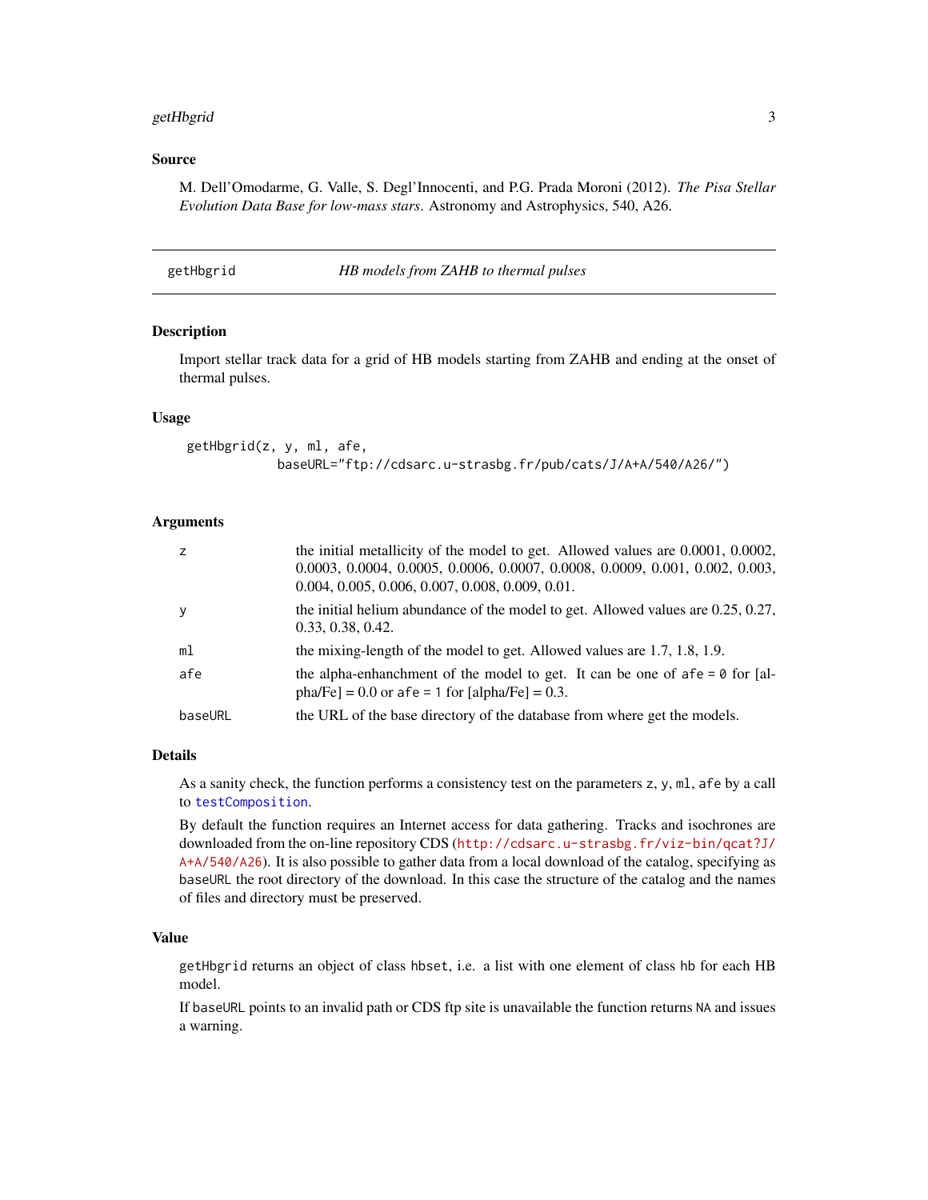### Source

M. Dell'Omodarme, G. Valle, S. Degl'Innocenti, and P.G. Prada Moroni (2012). *The Pisa Stellar Evolution Data Base for low-mass stars*. Astronomy and Astrophysics, 540, A26.

---

## getHbgrid — *HB models from ZAHB to thermal pulses*

### Description

Import stellar track data for a grid of HB models starting from ZAHB and ending at the onset of thermal pulses.

### Usage

```
getHbgrid(z, y, ml, afe,
          baseURL="ftp://cdsarc.u-strasbg.fr/pub/cats/J/A+A/540/A26/")
```

### Arguments

| | |
|---|---|
| `z` | the initial metallicity of the model to get. Allowed values are 0.0001, 0.0002, 0.0003, 0.0004, 0.0005, 0.0006, 0.0007, 0.0008, 0.0009, 0.001, 0.002, 0.003, 0.004, 0.005, 0.006, 0.007, 0.008, 0.009, 0.01. |
| `y` | the initial helium abundance of the model to get. Allowed values are 0.25, 0.27, 0.33, 0.38, 0.42. |
| `ml` | the mixing-length of the model to get. Allowed values are 1.7, 1.8, 1.9. |
| `afe` | the alpha-enhanchment of the model to get. It can be one of `afe = 0` for [alpha/Fe] = 0.0 or `afe = 1` for [alpha/Fe] = 0.3. |
| `baseURL` | the URL of the base directory of the database from where get the models. |

### Details

As a sanity check, the function performs a consistency test on the parameters `z`, `y`, `ml`, `afe` by a call to `testComposition`.

By default the function requires an Internet access for data gathering. Tracks and isochrones are downloaded from the on-line repository CDS (http://cdsarc.u-strasbg.fr/viz-bin/qcat?J/A+A/540/A26). It is also possible to gather data from a local download of the catalog, specifying as `baseURL` the root directory of the download. In this case the structure of the catalog and the names of files and directory must be preserved.

### Value

`getHbgrid` returns an object of class `hbset`, i.e. a list with one element of class `hb` for each HB model.

If `baseURL` points to an invalid path or CDS ftp site is unavailable the function returns `NA` and issues a warning.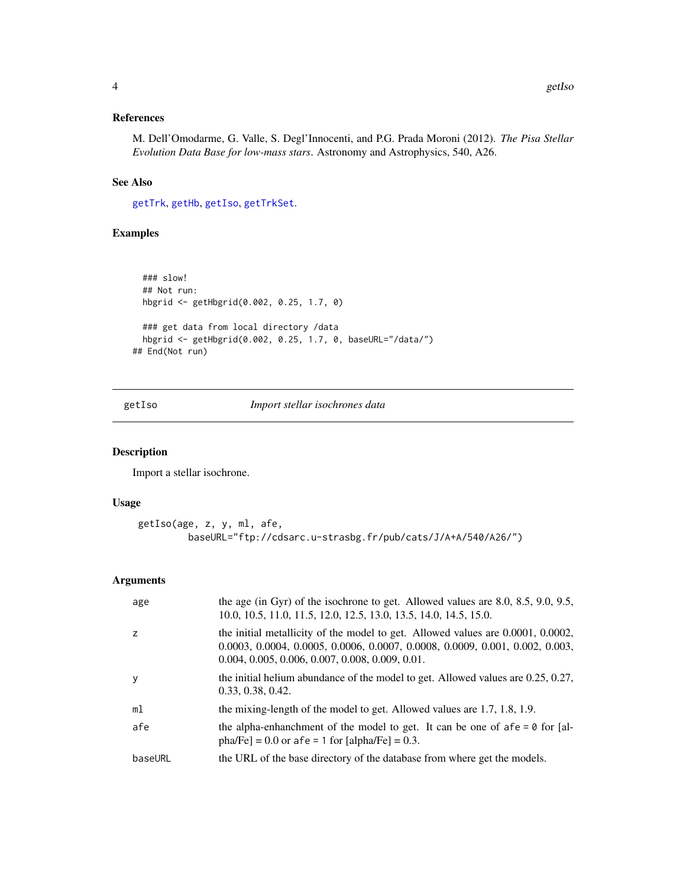### References

M. Dell'Omodarme, G. Valle, S. Degl'Innocenti, and P.G. Prada Moroni (2012). *The Pisa Stellar Evolution Data Base for low-mass stars*. Astronomy and Astrophysics, 540, A26.

### See Also

getTrk, getHb, getIso, getTrkSet.

### Examples

```
  ### slow!
  ## Not run:
  hbgrid <- getHbgrid(0.002, 0.25, 1.7, 0)

  ### get data from local directory /data
  hbgrid <- getHbgrid(0.002, 0.25, 1.7, 0, baseURL="/data/")
## End(Not run)
```

---

## getIso — *Import stellar isochrones data*

### Description

Import a stellar isochrone.

### Usage

```
getIso(age, z, y, ml, afe,
        baseURL="ftp://cdsarc.u-strasbg.fr/pub/cats/J/A+A/540/A26/")
```

### Arguments

| | |
|---|---|
| age | the age (in Gyr) of the isochrone to get. Allowed values are 8.0, 8.5, 9.0, 9.5, 10.0, 10.5, 11.0, 11.5, 12.0, 12.5, 13.0, 13.5, 14.0, 14.5, 15.0. |
| z | the initial metallicity of the model to get. Allowed values are 0.0001, 0.0002, 0.0003, 0.0004, 0.0005, 0.0006, 0.0007, 0.0008, 0.0009, 0.001, 0.002, 0.003, 0.004, 0.005, 0.006, 0.007, 0.008, 0.009, 0.01. |
| y | the initial helium abundance of the model to get. Allowed values are 0.25, 0.27, 0.33, 0.38, 0.42. |
| ml | the mixing-length of the model to get. Allowed values are 1.7, 1.8, 1.9. |
| afe | the alpha-enhanchment of the model to get. It can be one of `afe = 0` for [alpha/Fe] = 0.0 or `afe = 1` for [alpha/Fe] = 0.3. |
| baseURL | the URL of the base directory of the database from where get the models. |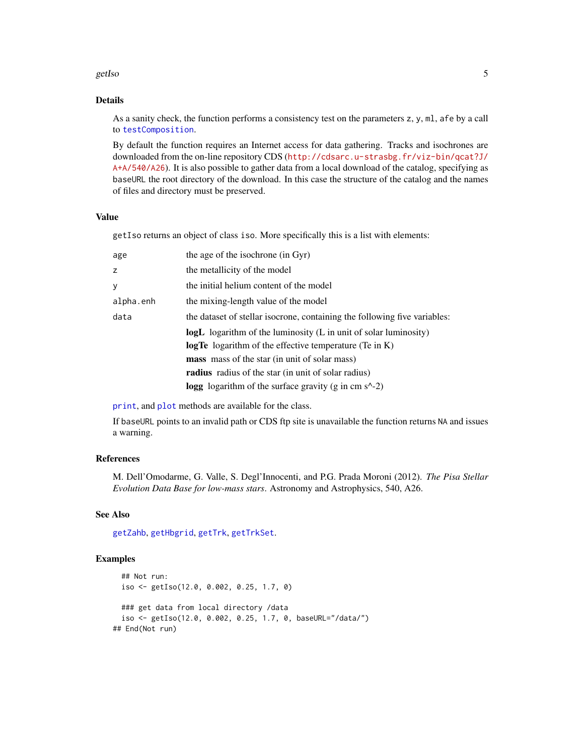## Details

As a sanity check, the function performs a consistency test on the parameters `z`, `y`, `ml`, `afe` by a call to `testComposition`.

By default the function requires an Internet access for data gathering. Tracks and isochrones are downloaded from the on-line repository CDS (http://cdsarc.u-strasbg.fr/viz-bin/qcat?J/A+A/540/A26). It is also possible to gather data from a local download of the catalog, specifying as `baseURL` the root directory of the download. In this case the structure of the catalog and the names of files and directory must be preserved.

## Value

`getIso` returns an object of class `iso`. More specifically this is a list with elements:

- `age` — the age of the isochrone (in Gyr)
- `z` — the metallicity of the model
- `y` — the initial helium content of the model
- `alpha.enh` — the mixing-length value of the model
- `data` — the dataset of stellar isocrone, containing the following five variables:
  - **logL** logarithm of the luminosity (L in unit of solar luminosity)
  - **logTe** logarithm of the effective temperature (Te in K)
  - **mass** mass of the star (in unit of solar mass)
  - **radius** radius of the star (in unit of solar radius)
  - **logg** logarithm of the surface gravity (g in cm s^-2)

`print`, and `plot` methods are available for the class.

If `baseURL` points to an invalid path or CDS ftp site is unavailable the function returns `NA` and issues a warning.

## References

M. Dell'Omodarme, G. Valle, S. Degl'Innocenti, and P.G. Prada Moroni (2012). *The Pisa Stellar Evolution Data Base for low-mass stars*. Astronomy and Astrophysics, 540, A26.

## See Also

`getZahb`, `getHbgrid`, `getTrk`, `getTrkSet`.

## Examples

```
## Not run:
iso <- getIso(12.0, 0.002, 0.25, 1.7, 0)

### get data from local directory /data
iso <- getIso(12.0, 0.002, 0.25, 1.7, 0, baseURL="/data/")
## End(Not run)
```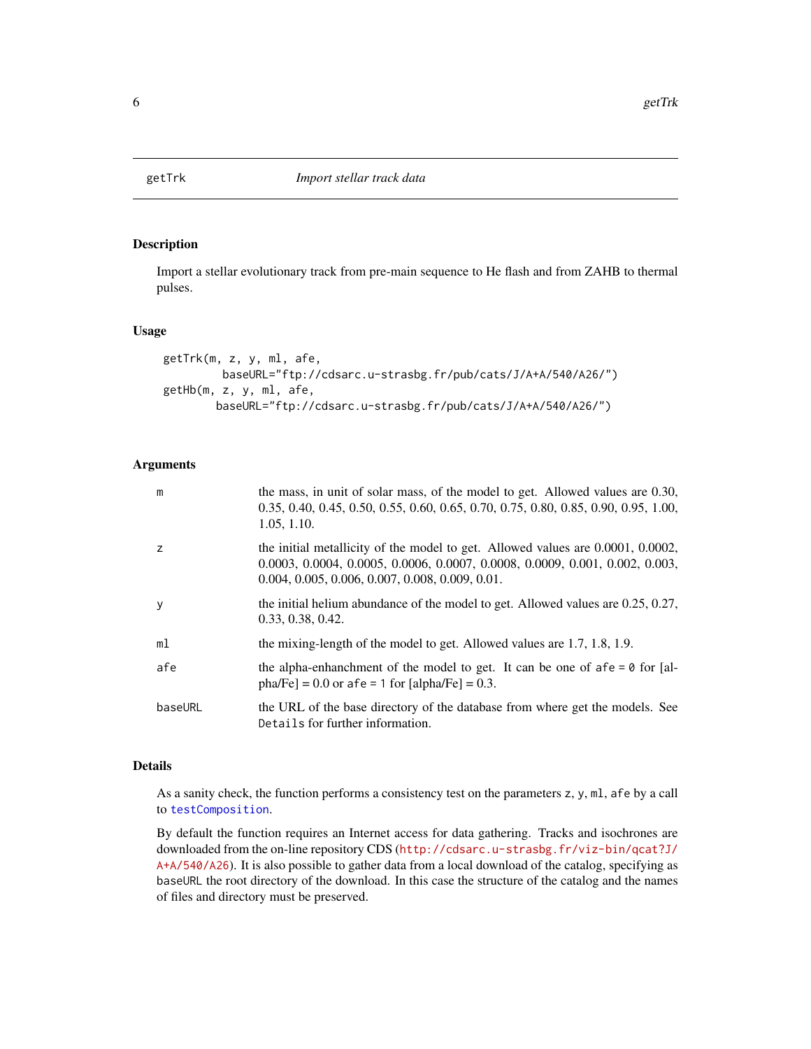# getTrk — *Import stellar track data*

## Description

Import a stellar evolutionary track from pre-main sequence to He flash and from ZAHB to thermal pulses.

## Usage

```
getTrk(m, z, y, ml, afe,
          baseURL="ftp://cdsarc.u-strasbg.fr/pub/cats/J/A+A/540/A26/")
getHb(m, z, y, ml, afe,
         baseURL="ftp://cdsarc.u-strasbg.fr/pub/cats/J/A+A/540/A26/")
```

## Arguments

| | |
|---|---|
| `m` | the mass, in unit of solar mass, of the model to get. Allowed values are 0.30, 0.35, 0.40, 0.45, 0.50, 0.55, 0.60, 0.65, 0.70, 0.75, 0.80, 0.85, 0.90, 0.95, 1.00, 1.05, 1.10. |
| `z` | the initial metallicity of the model to get. Allowed values are 0.0001, 0.0002, 0.0003, 0.0004, 0.0005, 0.0006, 0.0007, 0.0008, 0.0009, 0.001, 0.002, 0.003, 0.004, 0.005, 0.006, 0.007, 0.008, 0.009, 0.01. |
| `y` | the initial helium abundance of the model to get. Allowed values are 0.25, 0.27, 0.33, 0.38, 0.42. |
| `ml` | the mixing-length of the model to get. Allowed values are 1.7, 1.8, 1.9. |
| `afe` | the alpha-enhanchment of the model to get. It can be one of `afe = 0` for [alpha/Fe] = 0.0 or `afe = 1` for [alpha/Fe] = 0.3. |
| `baseURL` | the URL of the base directory of the database from where get the models. See `Details` for further information. |

## Details

As a sanity check, the function performs a consistency test on the parameters `z`, `y`, `ml`, `afe` by a call to `testComposition`.

By default the function requires an Internet access for data gathering. Tracks and isochrones are downloaded from the on-line repository CDS (http://cdsarc.u-strasbg.fr/viz-bin/qcat?J/A+A/540/A26). It is also possible to gather data from a local download of the catalog, specifying as `baseURL` the root directory of the download. In this case the structure of the catalog and the names of files and directory must be preserved.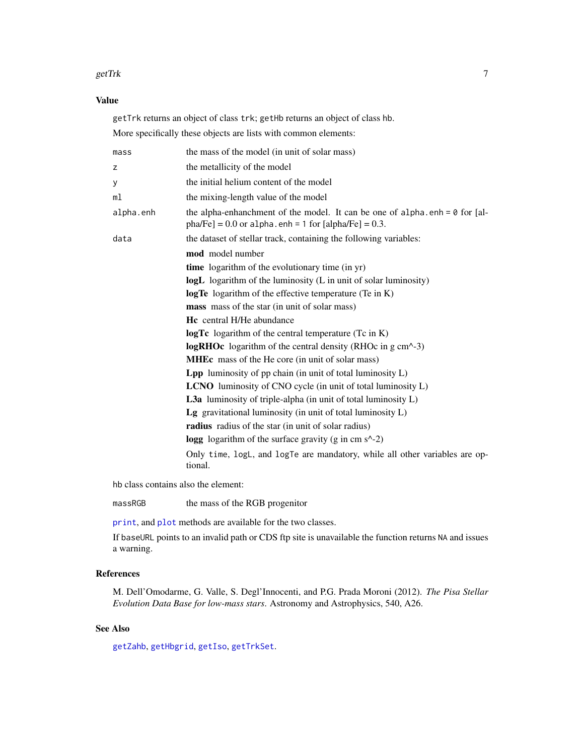## Value

`getTrk` returns an object of class `trk`; `getHb` returns an object of class `hb`.

More specifically these objects are lists with common elements:

- `mass` — the mass of the model (in unit of solar mass)
- `z` — the metallicity of the model
- `y` — the initial helium content of the model
- `ml` — the mixing-length value of the model
- `alpha.enh` — the alpha-enhanchment of the model. It can be one of `alpha.enh = 0` for [alpha/Fe] = 0.0 or `alpha.enh = 1` for [alpha/Fe] = 0.3.
- `data` — the dataset of stellar track, containing the following variables:
  - **mod** model number
  - **time** logarithm of the evolutionary time (in yr)
  - **logL** logarithm of the luminosity (L in unit of solar luminosity)
  - **logTe** logarithm of the effective temperature (Te in K)
  - **mass** mass of the star (in unit of solar mass)
  - **Hc** central H/He abundance
  - **logTc** logarithm of the central temperature (Tc in K)
  - **logRHOc** logarithm of the central density (RHOc in g cm^-3)
  - **MHEc** mass of the He core (in unit of solar mass)
  - **Lpp** luminosity of pp chain (in unit of total luminosity L)
  - **LCNO** luminosity of CNO cycle (in unit of total luminosity L)
  - **L3a** luminosity of triple-alpha (in unit of total luminosity L)
  - **Lg** gravitational luminosity (in unit of total luminosity L)
  - **radius** radius of the star (in unit of solar radius)
  - **logg** logarithm of the surface gravity (g in cm s^-2)

  Only `time`, `logL`, and `logTe` are mandatory, while all other variables are optional.

`hb` class contains also the element:

- `massRGB` — the mass of the RGB progenitor

`print`, and `plot` methods are available for the two classes.

If `baseURL` points to an invalid path or CDS ftp site is unavailable the function returns `NA` and issues a warning.

## References

M. Dell'Omodarme, G. Valle, S. Degl'Innocenti, and P.G. Prada Moroni (2012). *The Pisa Stellar Evolution Data Base for low-mass stars*. Astronomy and Astrophysics, 540, A26.

## See Also

`getZahb`, `getHbgrid`, `getIso`, `getTrkSet`.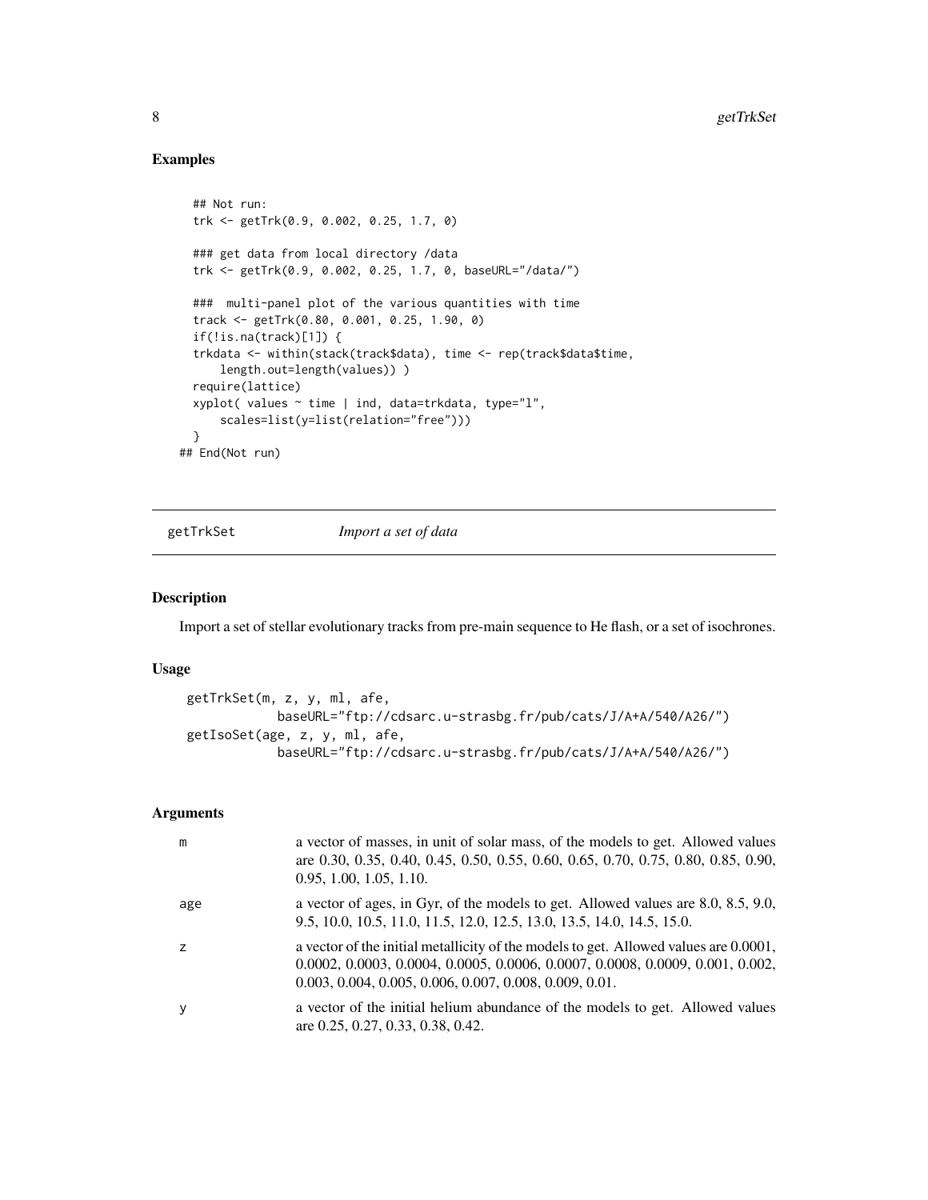## Examples

```
## Not run:
trk <- getTrk(0.9, 0.002, 0.25, 1.7, 0)

### get data from local directory /data
trk <- getTrk(0.9, 0.002, 0.25, 1.7, 0, baseURL="/data/")

###  multi-panel plot of the various quantities with time
track <- getTrk(0.80, 0.001, 0.25, 1.90, 0)
if(!is.na(track)[1]) {
trkdata <- within(stack(track$data), time <- rep(track$data$time,
    length.out=length(values)) )
require(lattice)
xyplot( values ~ time | ind, data=trkdata, type="l",
    scales=list(y=list(relation="free")))
}
## End(Not run)
```

---

`getTrkSet` *Import a set of data*

---

## Description

Import a set of stellar evolutionary tracks from pre-main sequence to He flash, or a set of isochrones.

## Usage

```
getTrkSet(m, z, y, ml, afe,
          baseURL="ftp://cdsarc.u-strasbg.fr/pub/cats/J/A+A/540/A26/")
getIsoSet(age, z, y, ml, afe,
          baseURL="ftp://cdsarc.u-strasbg.fr/pub/cats/J/A+A/540/A26/")
```

## Arguments

| | |
|---|---|
| `m` | a vector of masses, in unit of solar mass, of the models to get. Allowed values are 0.30, 0.35, 0.40, 0.45, 0.50, 0.55, 0.60, 0.65, 0.70, 0.75, 0.80, 0.85, 0.90, 0.95, 1.00, 1.05, 1.10. |
| `age` | a vector of ages, in Gyr, of the models to get. Allowed values are 8.0, 8.5, 9.0, 9.5, 10.0, 10.5, 11.0, 11.5, 12.0, 12.5, 13.0, 13.5, 14.0, 14.5, 15.0. |
| `z` | a vector of the initial metallicity of the models to get. Allowed values are 0.0001, 0.0002, 0.0003, 0.0004, 0.0005, 0.0006, 0.0007, 0.0008, 0.0009, 0.001, 0.002, 0.003, 0.004, 0.005, 0.006, 0.007, 0.008, 0.009, 0.01. |
| `y` | a vector of the initial helium abundance of the models to get. Allowed values are 0.25, 0.27, 0.33, 0.38, 0.42. |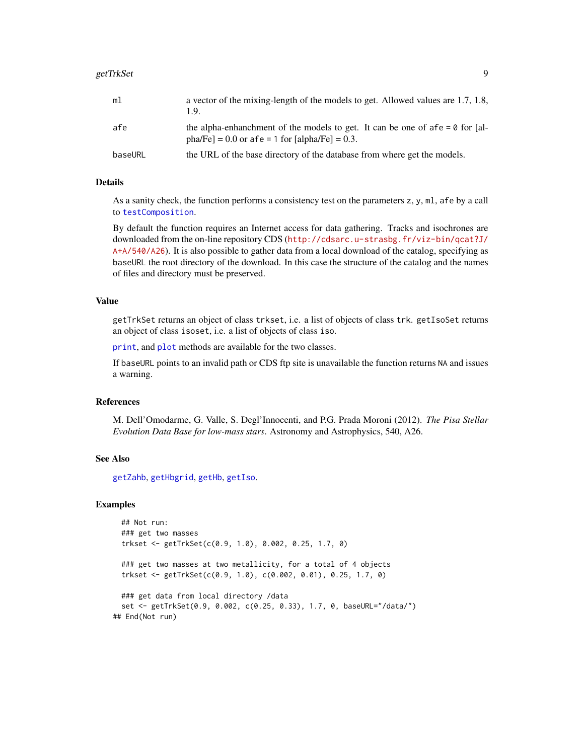| | |
|---|---|
| `ml` | a vector of the mixing-length of the models to get. Allowed values are 1.7, 1.8, 1.9. |
| `afe` | the alpha-enhanchment of the models to get. It can be one of `afe = 0` for [alpha/Fe] = 0.0 or `afe = 1` for [alpha/Fe] = 0.3. |
| `baseURL` | the URL of the base directory of the database from where get the models. |

## Details

As a sanity check, the function performs a consistency test on the parameters `z`, `y`, `ml`, `afe` by a call to `testComposition`.

By default the function requires an Internet access for data gathering. Tracks and isochrones are downloaded from the on-line repository CDS (http://cdsarc.u-strasbg.fr/viz-bin/qcat?J/A+A/540/A26). It is also possible to gather data from a local download of the catalog, specifying as `baseURL` the root directory of the download. In this case the structure of the catalog and the names of files and directory must be preserved.

## Value

`getTrkSet` returns an object of class `trkset`, i.e. a list of objects of class `trk`. `getIsoSet` returns an object of class `isoset`, i.e. a list of objects of class `iso`.

`print`, and `plot` methods are available for the two classes.

If `baseURL` points to an invalid path or CDS ftp site is unavailable the function returns `NA` and issues a warning.

## References

M. Dell'Omodarme, G. Valle, S. Degl'Innocenti, and P.G. Prada Moroni (2012). *The Pisa Stellar Evolution Data Base for low-mass stars*. Astronomy and Astrophysics, 540, A26.

## See Also

`getZahb`, `getHbgrid`, `getHb`, `getIso`.

## Examples

```
  ## Not run:
  ### get two masses
  trkset <- getTrkSet(c(0.9, 1.0), 0.002, 0.25, 1.7, 0)

  ### get two masses at two metallicity, for a total of 4 objects
  trkset <- getTrkSet(c(0.9, 1.0), c(0.002, 0.01), 0.25, 1.7, 0)

  ### get data from local directory /data
  set <- getTrkSet(0.9, 0.002, c(0.25, 0.33), 1.7, 0, baseURL="/data/")
## End(Not run)
```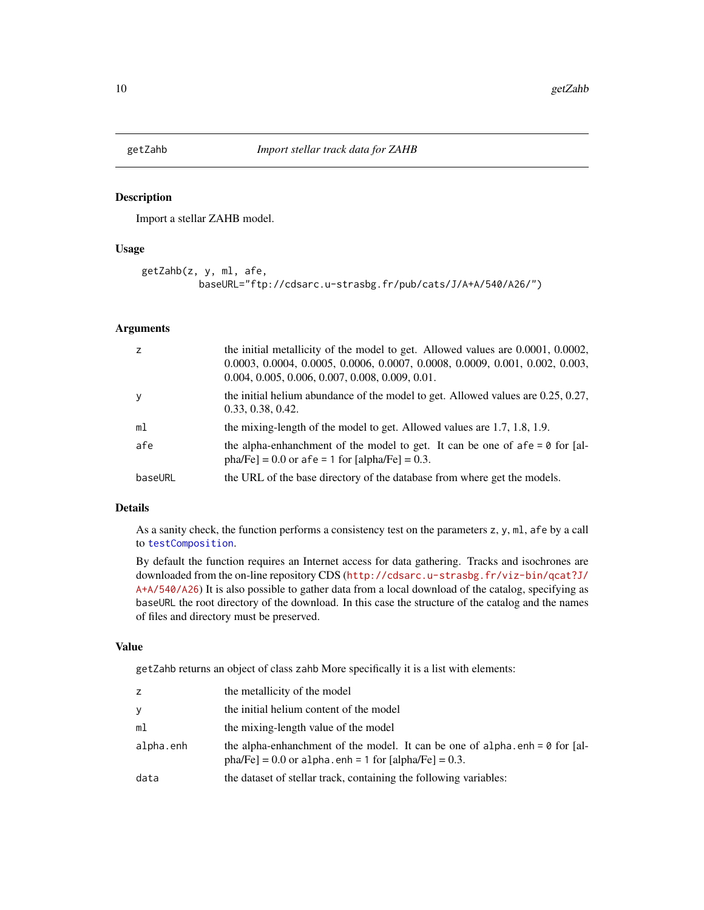## getZahb — *Import stellar track data for ZAHB*

### Description

Import a stellar ZAHB model.

### Usage

```
getZahb(z, y, ml, afe,
        baseURL="ftp://cdsarc.u-strasbg.fr/pub/cats/J/A+A/540/A26/")
```

### Arguments

| | |
|---|---|
| `z` | the initial metallicity of the model to get. Allowed values are 0.0001, 0.0002, 0.0003, 0.0004, 0.0005, 0.0006, 0.0007, 0.0008, 0.0009, 0.001, 0.002, 0.003, 0.004, 0.005, 0.006, 0.007, 0.008, 0.009, 0.01. |
| `y` | the initial helium abundance of the model to get. Allowed values are 0.25, 0.27, 0.33, 0.38, 0.42. |
| `ml` | the mixing-length of the model to get. Allowed values are 1.7, 1.8, 1.9. |
| `afe` | the alpha-enhanchment of the model to get. It can be one of `afe = 0` for [alpha/Fe] = 0.0 or `afe = 1` for [alpha/Fe] = 0.3. |
| `baseURL` | the URL of the base directory of the database from where get the models. |

### Details

As a sanity check, the function performs a consistency test on the parameters `z`, `y`, `ml`, `afe` by a call to `testComposition`.

By default the function requires an Internet access for data gathering. Tracks and isochrones are downloaded from the on-line repository CDS (http://cdsarc.u-strasbg.fr/viz-bin/qcat?J/A+A/540/A26) It is also possible to gather data from a local download of the catalog, specifying as `baseURL` the root directory of the download. In this case the structure of the catalog and the names of files and directory must be preserved.

### Value

`getZahb` returns an object of class `zahb` More specifically it is a list with elements:

| | |
|---|---|
| `z` | the metallicity of the model |
| `y` | the initial helium content of the model |
| `ml` | the mixing-length value of the model |
| `alpha.enh` | the alpha-enhanchment of the model. It can be one of `alpha.enh = 0` for [alpha/Fe] = 0.0 or `alpha.enh = 1` for [alpha/Fe] = 0.3. |
| `data` | the dataset of stellar track, containing the following variables: |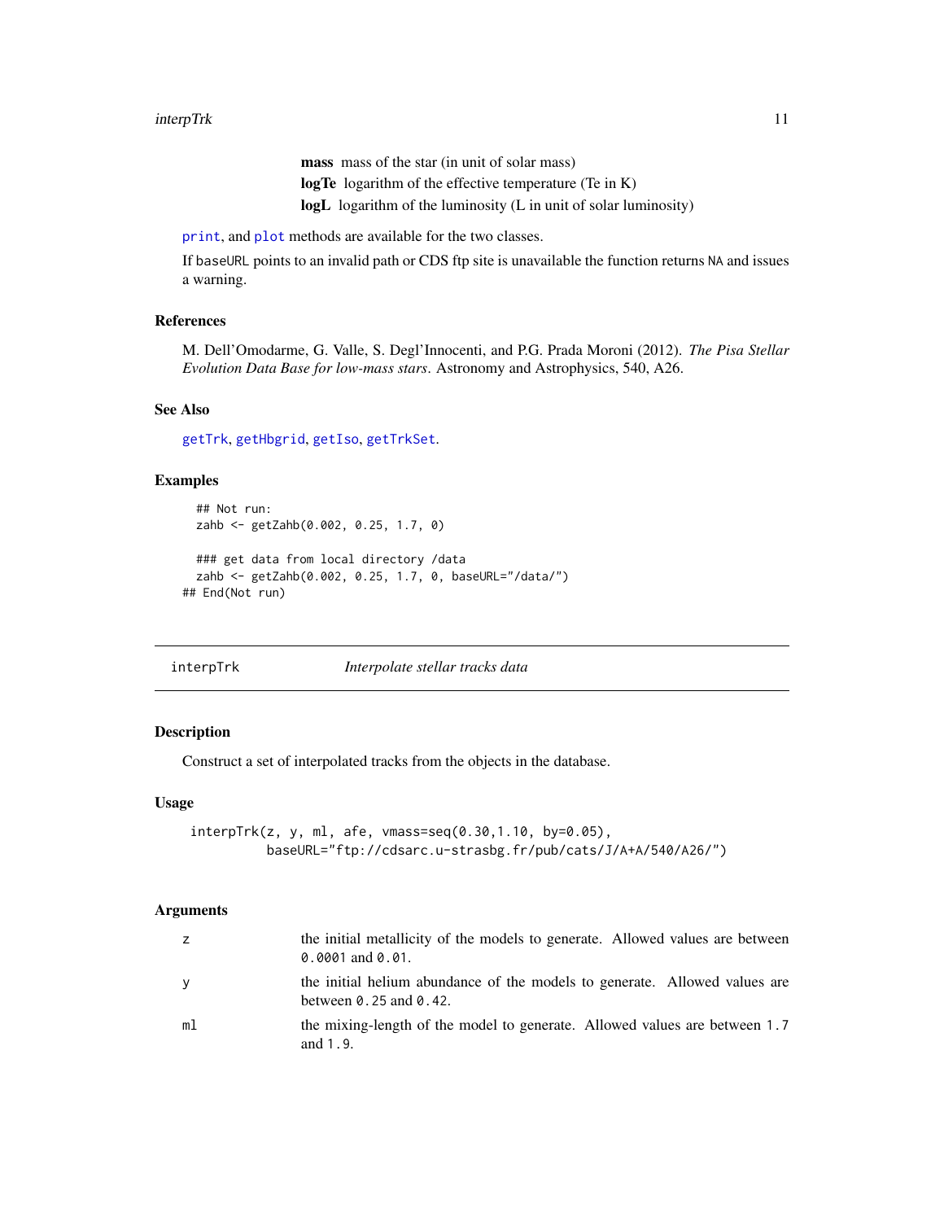**mass** mass of the star (in unit of solar mass)
**logTe** logarithm of the effective temperature (Te in K)
**logL** logarithm of the luminosity (L in unit of solar luminosity)

print, and plot methods are available for the two classes.

If baseURL points to an invalid path or CDS ftp site is unavailable the function returns NA and issues a warning.

### References

M. Dell'Omodarme, G. Valle, S. Degl'Innocenti, and P.G. Prada Moroni (2012). *The Pisa Stellar Evolution Data Base for low-mass stars*. Astronomy and Astrophysics, 540, A26.

### See Also

getTrk, getHbgrid, getIso, getTrkSet.

### Examples

```
  ## Not run:
  zahb <- getZahb(0.002, 0.25, 1.7, 0)

  ### get data from local directory /data
  zahb <- getZahb(0.002, 0.25, 1.7, 0, baseURL="/data/")
## End(Not run)
```

---

## interpTrk — *Interpolate stellar tracks data*

### Description

Construct a set of interpolated tracks from the objects in the database.

### Usage

```
interpTrk(z, y, ml, afe, vmass=seq(0.30,1.10, by=0.05),
          baseURL="ftp://cdsarc.u-strasbg.fr/pub/cats/J/A+A/540/A26/")
```

### Arguments

| | |
|---|---|
| z | the initial metallicity of the models to generate. Allowed values are between 0.0001 and 0.01. |
| y | the initial helium abundance of the models to generate. Allowed values are between 0.25 and 0.42. |
| ml | the mixing-length of the model to generate. Allowed values are between 1.7 and 1.9. |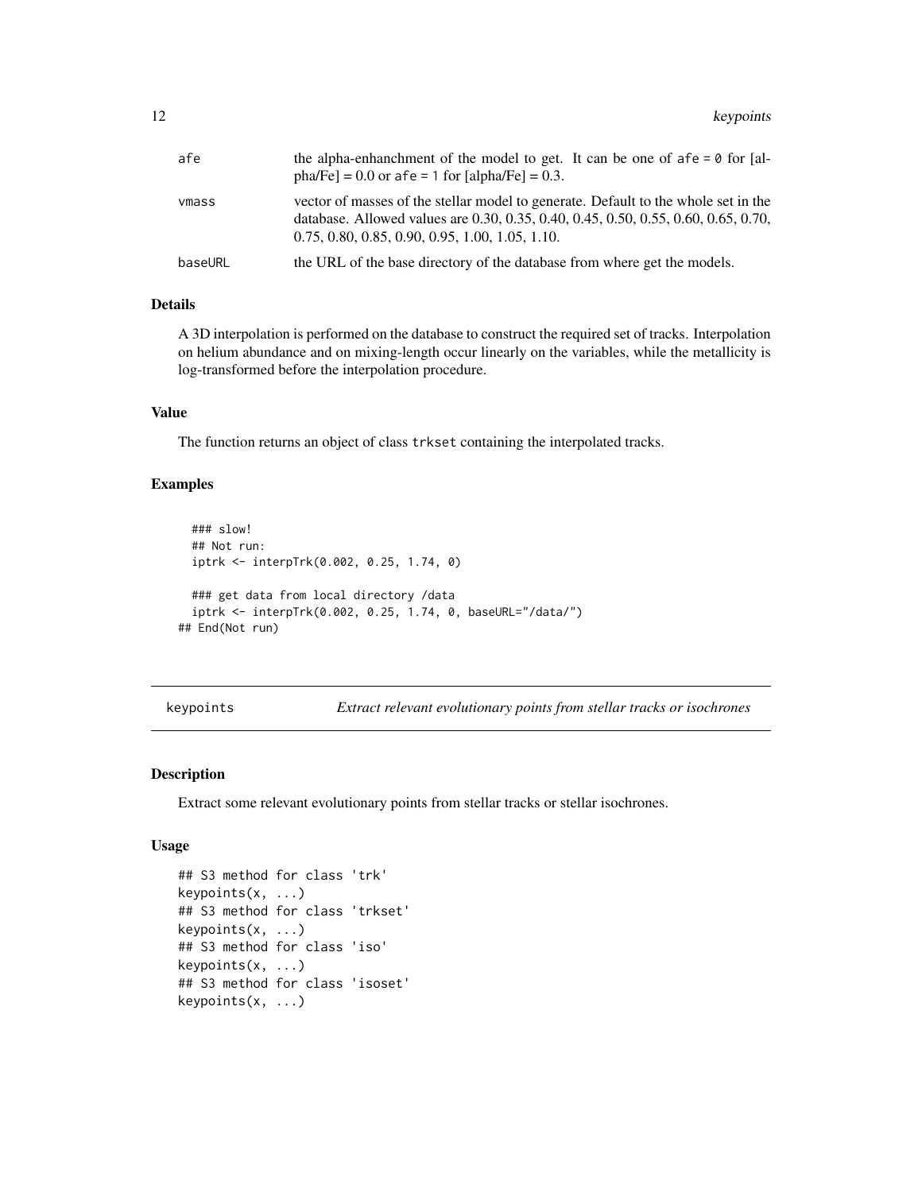| | |
|---|---|
| afe | the alpha-enhanchment of the model to get. It can be one of `afe = 0` for [alpha/Fe] = 0.0 or `afe = 1` for [alpha/Fe] = 0.3. |
| vmass | vector of masses of the stellar model to generate. Default to the whole set in the database. Allowed values are 0.30, 0.35, 0.40, 0.45, 0.50, 0.55, 0.60, 0.65, 0.70, 0.75, 0.80, 0.85, 0.90, 0.95, 1.00, 1.05, 1.10. |
| baseURL | the URL of the base directory of the database from where get the models. |

### Details

A 3D interpolation is performed on the database to construct the required set of tracks. Interpolation on helium abundance and on mixing-length occur linearly on the variables, while the metallicity is log-transformed before the interpolation procedure.

### Value

The function returns an object of class `trkset` containing the interpolated tracks.

### Examples

```
  ### slow!
  ## Not run:
  iptrk <- interpTrk(0.002, 0.25, 1.74, 0)

  ### get data from local directory /data
  iptrk <- interpTrk(0.002, 0.25, 1.74, 0, baseURL="/data/")
## End(Not run)
```

---

## keypoints — *Extract relevant evolutionary points from stellar tracks or isochrones*

### Description

Extract some relevant evolutionary points from stellar tracks or stellar isochrones.

### Usage

```
## S3 method for class 'trk'
keypoints(x, ...)
## S3 method for class 'trkset'
keypoints(x, ...)
## S3 method for class 'iso'
keypoints(x, ...)
## S3 method for class 'isoset'
keypoints(x, ...)
```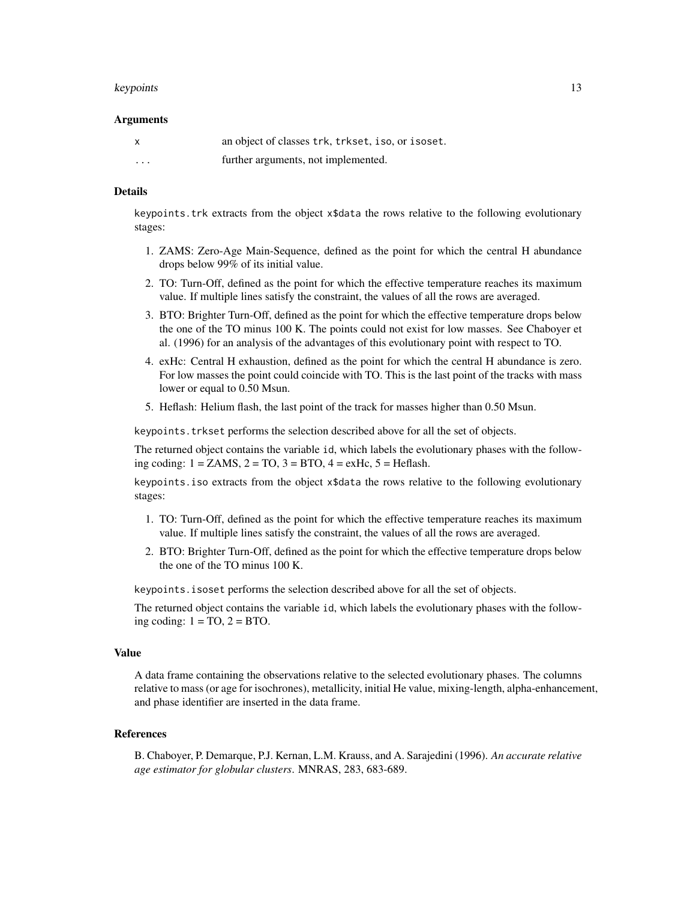### Arguments

| | |
|---|---|
| `x` | an object of classes `trk`, `trkset`, `iso`, or `isoset`. |
| `...` | further arguments, not implemented. |

### Details

`keypoints.trk` extracts from the object `x$data` the rows relative to the following evolutionary stages:

1. ZAMS: Zero-Age Main-Sequence, defined as the point for which the central H abundance drops below 99% of its initial value.
2. TO: Turn-Off, defined as the point for which the effective temperature reaches its maximum value. If multiple lines satisfy the constraint, the values of all the rows are averaged.
3. BTO: Brighter Turn-Off, defined as the point for which the effective temperature drops below the one of the TO minus 100 K. The points could not exist for low masses. See Chaboyer et al. (1996) for an analysis of the advantages of this evolutionary point with respect to TO.
4. exHc: Central H exhaustion, defined as the point for which the central H abundance is zero. For low masses the point could coincide with TO. This is the last point of the tracks with mass lower or equal to 0.50 Msun.
5. Heflash: Helium flash, the last point of the track for masses higher than 0.50 Msun.

`keypoints.trkset` performs the selection described above for all the set of objects.

The returned object contains the variable `id`, which labels the evolutionary phases with the following coding: 1 = ZAMS, 2 = TO, 3 = BTO, 4 = exHc, 5 = Heflash.

`keypoints.iso` extracts from the object `x$data` the rows relative to the following evolutionary stages:

1. TO: Turn-Off, defined as the point for which the effective temperature reaches its maximum value. If multiple lines satisfy the constraint, the values of all the rows are averaged.
2. BTO: Brighter Turn-Off, defined as the point for which the effective temperature drops below the one of the TO minus 100 K.

`keypoints.isoset` performs the selection described above for all the set of objects.

The returned object contains the variable `id`, which labels the evolutionary phases with the following coding: 1 = TO, 2 = BTO.

### Value

A data frame containing the observations relative to the selected evolutionary phases. The columns relative to mass (or age for isochrones), metallicity, initial He value, mixing-length, alpha-enhancement, and phase identifier are inserted in the data frame.

### References

B. Chaboyer, P. Demarque, P.J. Kernan, L.M. Krauss, and A. Sarajedini (1996). *An accurate relative age estimator for globular clusters*. MNRAS, 283, 683-689.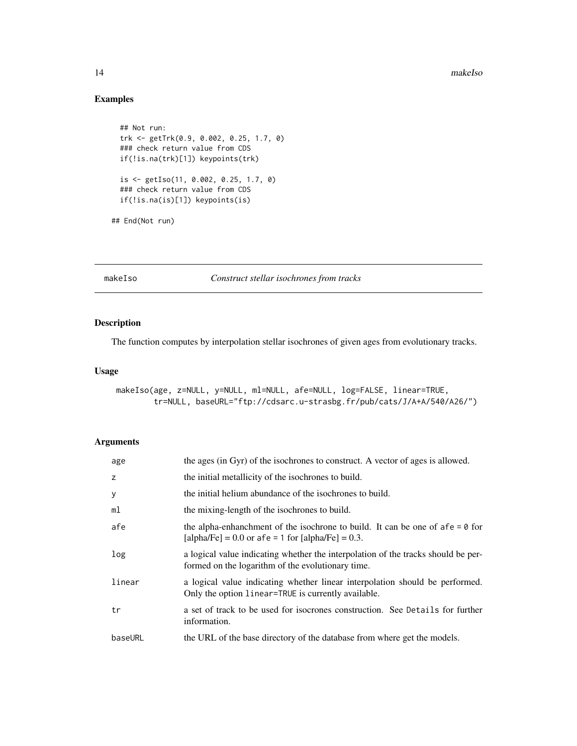## Examples

```
  ## Not run:
  trk <- getTrk(0.9, 0.002, 0.25, 1.7, 0)
  ### check return value from CDS
  if(!is.na(trk)[1]) keypoints(trk)

  is <- getIso(11, 0.002, 0.25, 1.7, 0)
  ### check return value from CDS
  if(!is.na(is)[1]) keypoints(is)

## End(Not run)
```

---

makeIso *Construct stellar isochrones from tracks*

---

## Description

The function computes by interpolation stellar isochrones of given ages from evolutionary tracks.

## Usage

```
makeIso(age, z=NULL, y=NULL, ml=NULL, afe=NULL, log=FALSE, linear=TRUE,
        tr=NULL, baseURL="ftp://cdsarc.u-strasbg.fr/pub/cats/J/A+A/540/A26/")
```

## Arguments

| | |
|---|---|
| age | the ages (in Gyr) of the isochrones to construct. A vector of ages is allowed. |
| z | the initial metallicity of the isochrones to build. |
| y | the initial helium abundance of the isochrones to build. |
| ml | the mixing-length of the isochrones to build. |
| afe | the alpha-enhanchment of the isochrone to build. It can be one of `afe = 0` for [alpha/Fe] = 0.0 or `afe = 1` for [alpha/Fe] = 0.3. |
| log | a logical value indicating whether the interpolation of the tracks should be performed on the logarithm of the evolutionary time. |
| linear | a logical value indicating whether linear interpolation should be performed. Only the option `linear=TRUE` is currently available. |
| tr | a set of track to be used for isocrones construction. See `Details` for further information. |
| baseURL | the URL of the base directory of the database from where get the models. |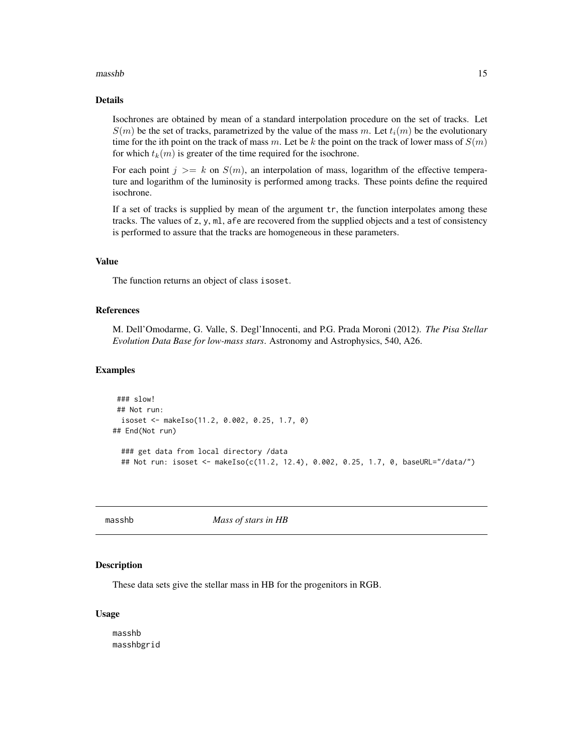### Details

Isochrones are obtained by mean of a standard interpolation procedure on the set of tracks. Let $S(m)$ be the set of tracks, parametrized by the value of the mass $m$. Let $t_i(m)$ be the evolutionary time for the ith point on the track of mass $m$. Let be $k$ the point on the track of lower mass of $S(m)$ for which $t_k(m)$ is greater of the time required for the isochrone.

For each point $j >= k$ on $S(m)$, an interpolation of mass, logarithm of the effective temperature and logarithm of the luminosity is performed among tracks. These points define the required isochrone.

If a set of tracks is supplied by mean of the argument `tr`, the function interpolates among these tracks. The values of `z`, `y`, `ml`, `afe` are recovered from the supplied objects and a test of consistency is performed to assure that the tracks are homogeneous in these parameters.

### Value

The function returns an object of class `isoset`.

### References

M. Dell'Omodarme, G. Valle, S. Degl'Innocenti, and P.G. Prada Moroni (2012). *The Pisa Stellar Evolution Data Base for low-mass stars*. Astronomy and Astrophysics, 540, A26.

### Examples

```
 ### slow!
 ## Not run:
  isoset <- makeIso(11.2, 0.002, 0.25, 1.7, 0)
## End(Not run)

  ### get data from local directory /data
  ## Not run: isoset <- makeIso(c(11.2, 12.4), 0.002, 0.25, 1.7, 0, baseURL="/data/")
```

---

## masshb *Mass of stars in HB*

### Description

These data sets give the stellar mass in HB for the progenitors in RGB.

### Usage

```
masshb
masshbgrid
```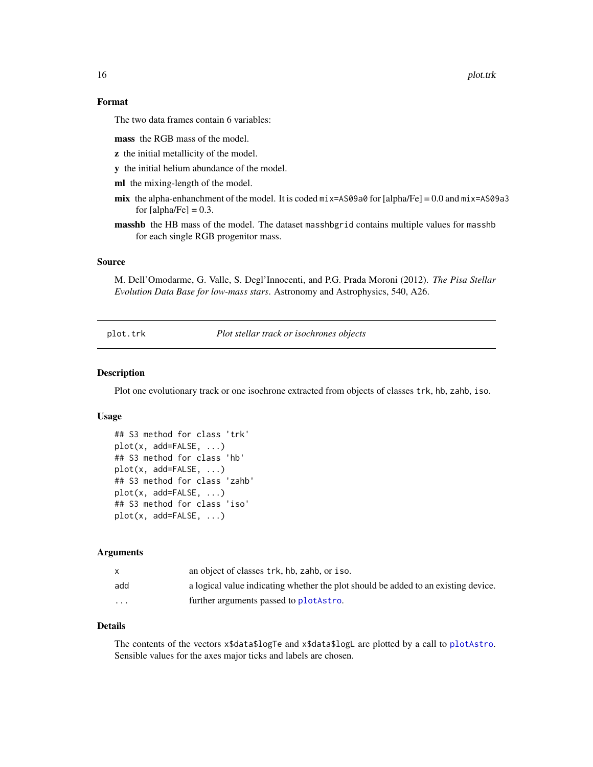### Format

The two data frames contain 6 variables:

**mass** the RGB mass of the model.

**z** the initial metallicity of the model.

**y** the initial helium abundance of the model.

**ml** the mixing-length of the model.

**mix** the alpha-enhanchment of the model. It is coded `mix=AS09a0` for [alpha/Fe] = 0.0 and `mix=AS09a3` for [alpha/Fe] = 0.3.

**masshb** the HB mass of the model. The dataset `masshbgrid` contains multiple values for `masshb` for each single RGB progenitor mass.

### Source

M. Dell'Omodarme, G. Valle, S. Degl'Innocenti, and P.G. Prada Moroni (2012). *The Pisa Stellar Evolution Data Base for low-mass stars*. Astronomy and Astrophysics, 540, A26.

---

## plot.trk — *Plot stellar track or isochrones objects*

### Description

Plot one evolutionary track or one isochrone extracted from objects of classes `trk`, `hb`, `zahb`, `iso`.

### Usage

```
## S3 method for class 'trk'
plot(x, add=FALSE, ...)
## S3 method for class 'hb'
plot(x, add=FALSE, ...)
## S3 method for class 'zahb'
plot(x, add=FALSE, ...)
## S3 method for class 'iso'
plot(x, add=FALSE, ...)
```

### Arguments

| | |
|---|---|
| `x` | an object of classes `trk`, `hb`, `zahb`, or `iso`. |
| `add` | a logical value indicating whether the plot should be added to an existing device. |
| `...` | further arguments passed to `plotAstro`. |

### Details

The contents of the vectors `x$data$logTe` and `x$data$logL` are plotted by a call to `plotAstro`. Sensible values for the axes major ticks and labels are chosen.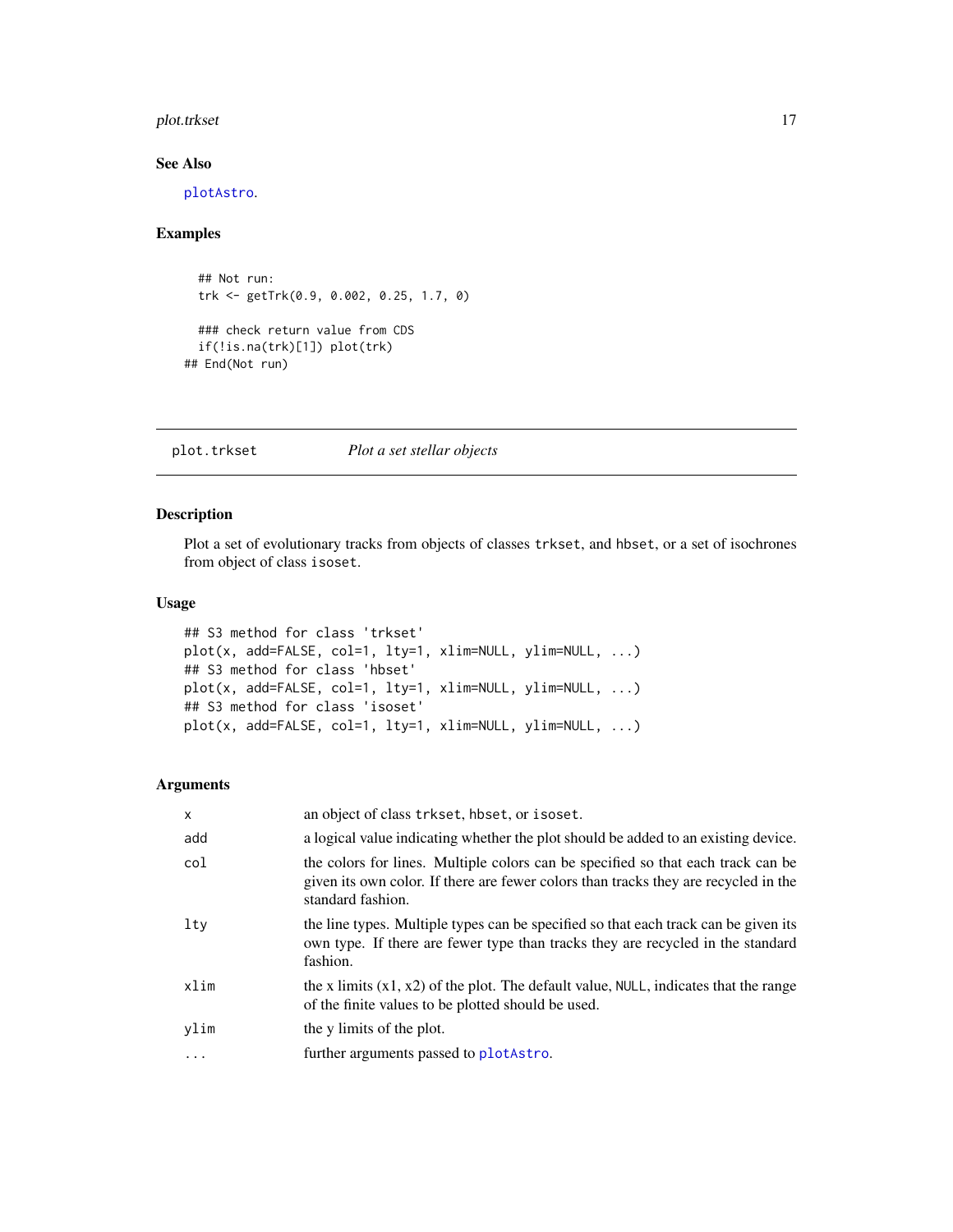## See Also

plotAstro.

## Examples

```
  ## Not run:
  trk <- getTrk(0.9, 0.002, 0.25, 1.7, 0)

  ### check return value from CDS
  if(!is.na(trk)[1]) plot(trk)
## End(Not run)
```

---

# plot.trkset    *Plot a set stellar objects*

## Description

Plot a set of evolutionary tracks from objects of classes `trkset`, and `hbset`, or a set of isochrones from object of class `isoset`.

## Usage

```
## S3 method for class 'trkset'
plot(x, add=FALSE, col=1, lty=1, xlim=NULL, ylim=NULL, ...)
## S3 method for class 'hbset'
plot(x, add=FALSE, col=1, lty=1, xlim=NULL, ylim=NULL, ...)
## S3 method for class 'isoset'
plot(x, add=FALSE, col=1, lty=1, xlim=NULL, ylim=NULL, ...)
```

## Arguments

| | |
|---|---|
| `x` | an object of class `trkset`, `hbset`, or `isoset`. |
| `add` | a logical value indicating whether the plot should be added to an existing device. |
| `col` | the colors for lines. Multiple colors can be specified so that each track can be given its own color. If there are fewer colors than tracks they are recycled in the standard fashion. |
| `lty` | the line types. Multiple types can be specified so that each track can be given its own type. If there are fewer type than tracks they are recycled in the standard fashion. |
| `xlim` | the x limits (x1, x2) of the plot. The default value, `NULL`, indicates that the range of the finite values to be plotted should be used. |
| `ylim` | the y limits of the plot. |
| `...` | further arguments passed to `plotAstro`. |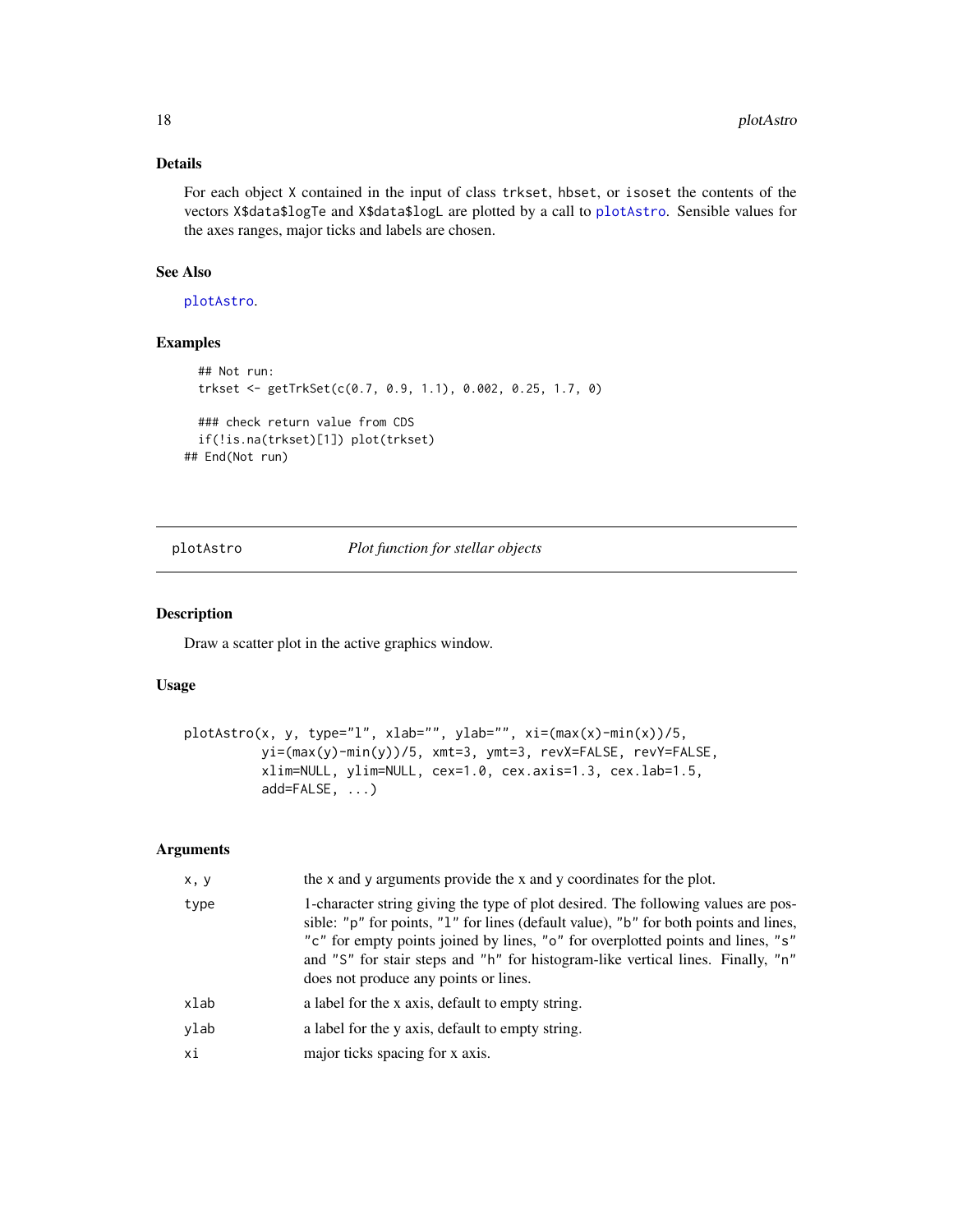### Details

For each object X contained in the input of class trkset, hbset, or isoset the contents of the vectors X$data$logTe and X$data$logL are plotted by a call to plotAstro. Sensible values for the axes ranges, major ticks and labels are chosen.

### See Also

plotAstro.

### Examples

```
  ## Not run:
  trkset <- getTrkSet(c(0.7, 0.9, 1.1), 0.002, 0.25, 1.7, 0)

  ### check return value from CDS
  if(!is.na(trkset)[1]) plot(trkset)
## End(Not run)
```

---

## plotAstro &nbsp;&nbsp;&nbsp;&nbsp; *Plot function for stellar objects*

### Description

Draw a scatter plot in the active graphics window.

### Usage

```
plotAstro(x, y, type="l", xlab="", ylab="", xi=(max(x)-min(x))/5,
         yi=(max(y)-min(y))/5, xmt=3, ymt=3, revX=FALSE, revY=FALSE,
         xlim=NULL, ylim=NULL, cex=1.0, cex.axis=1.3, cex.lab=1.5,
         add=FALSE, ...)
```

### Arguments

| | |
|---|---|
| x, y | the x and y arguments provide the x and y coordinates for the plot. |
| type | 1-character string giving the type of plot desired. The following values are possible: "p" for points, "l" for lines (default value), "b" for both points and lines, "c" for empty points joined by lines, "o" for overplotted points and lines, "s" and "S" for stair steps and "h" for histogram-like vertical lines. Finally, "n" does not produce any points or lines. |
| xlab | a label for the x axis, default to empty string. |
| ylab | a label for the y axis, default to empty string. |
| xi | major ticks spacing for x axis. |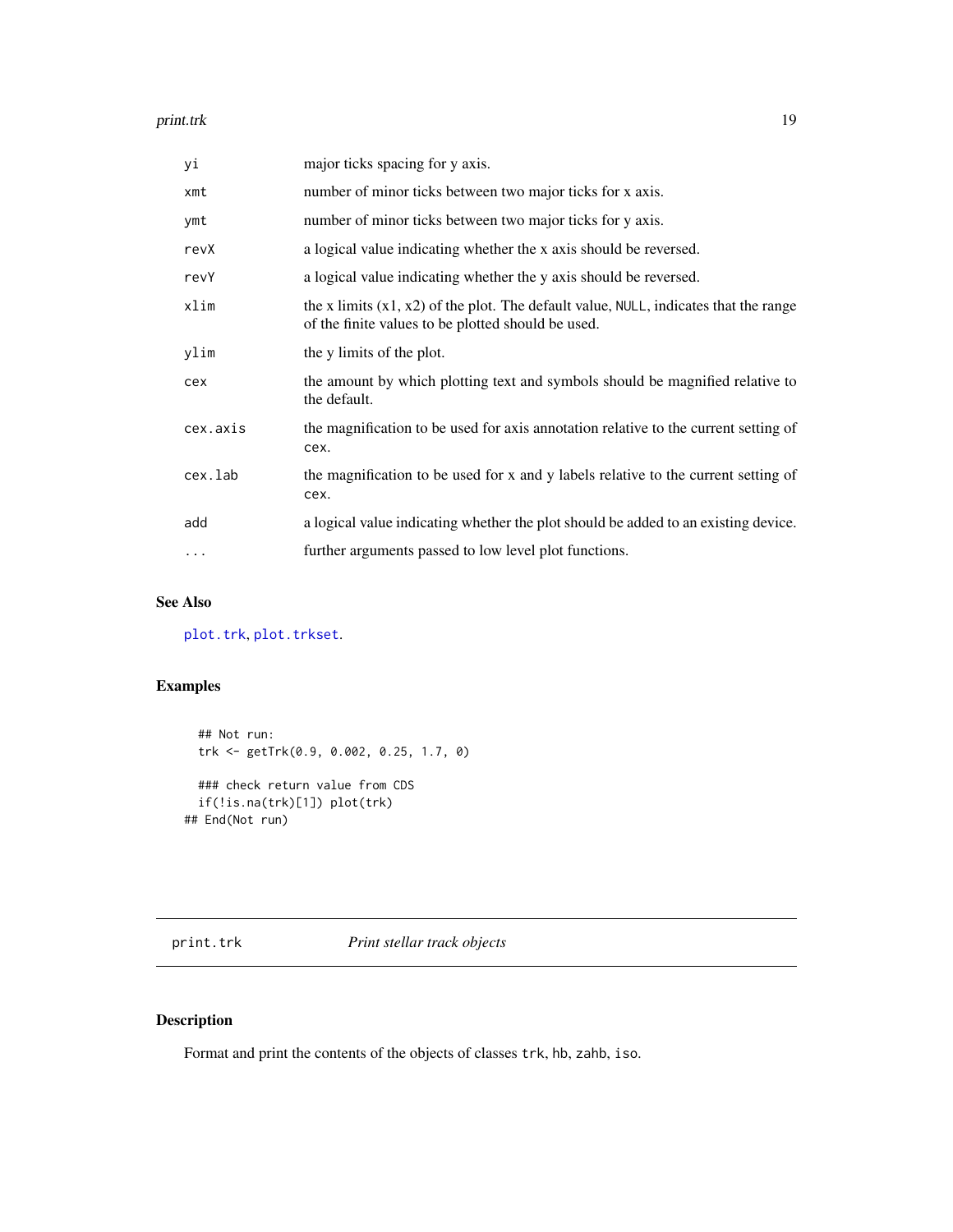| | |
|---|---|
| yi | major ticks spacing for y axis. |
| xmt | number of minor ticks between two major ticks for x axis. |
| ymt | number of minor ticks between two major ticks for y axis. |
| revX | a logical value indicating whether the x axis should be reversed. |
| revY | a logical value indicating whether the y axis should be reversed. |
| xlim | the x limits (x1, x2) of the plot. The default value, NULL, indicates that the range of the finite values to be plotted should be used. |
| ylim | the y limits of the plot. |
| cex | the amount by which plotting text and symbols should be magnified relative to the default. |
| cex.axis | the magnification to be used for axis annotation relative to the current setting of cex. |
| cex.lab | the magnification to be used for x and y labels relative to the current setting of cex. |
| add | a logical value indicating whether the plot should be added to an existing device. |
| ... | further arguments passed to low level plot functions. |

### See Also

plot.trk, plot.trkset.

### Examples

```
  ## Not run:
  trk <- getTrk(0.9, 0.002, 0.25, 1.7, 0)

  ### check return value from CDS
  if(!is.na(trk)[1]) plot(trk)
## End(Not run)
```

---

## print.trk *Print stellar track objects*

### Description

Format and print the contents of the objects of classes trk, hb, zahb, iso.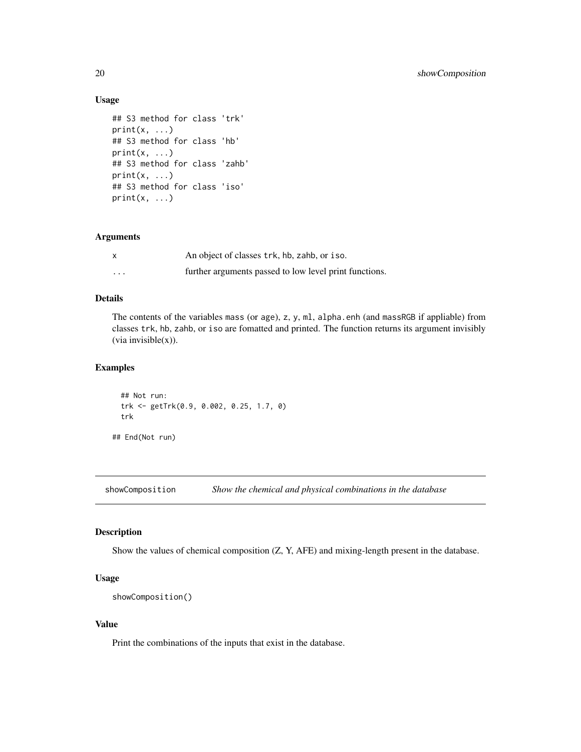### Usage

```
## S3 method for class 'trk'
print(x, ...)
## S3 method for class 'hb'
print(x, ...)
## S3 method for class 'zahb'
print(x, ...)
## S3 method for class 'iso'
print(x, ...)
```

### Arguments

| | |
|---|---|
| x | An object of classes trk, hb, zahb, or iso. |
| ... | further arguments passed to low level print functions. |

### Details

The contents of the variables mass (or age), z, y, ml, alpha.enh (and massRGB if appliable) from classes trk, hb, zahb, or iso are fomatted and printed. The function returns its argument invisibly (via invisible(x)).

### Examples

```
  ## Not run:
  trk <- getTrk(0.9, 0.002, 0.25, 1.7, 0)
  trk

## End(Not run)
```

---

## showComposition — *Show the chemical and physical combinations in the database*

---

### Description

Show the values of chemical composition (Z, Y, AFE) and mixing-length present in the database.

### Usage

```
showComposition()
```

### Value

Print the combinations of the inputs that exist in the database.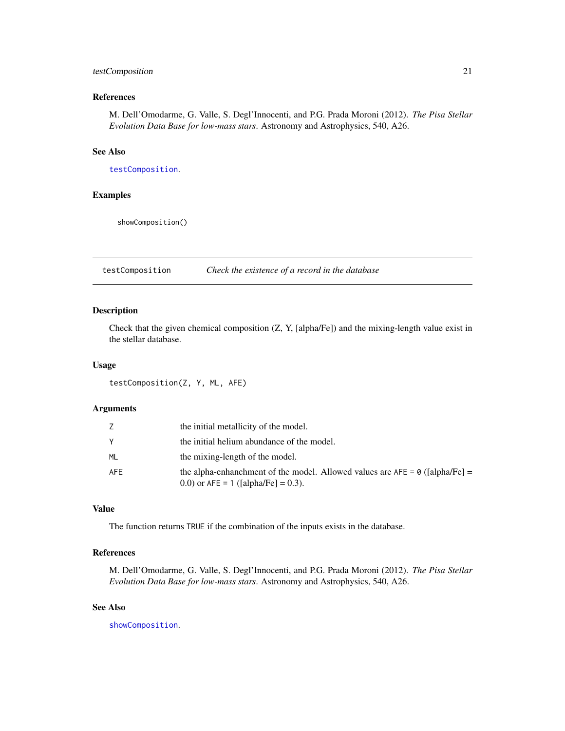### References

M. Dell'Omodarme, G. Valle, S. Degl'Innocenti, and P.G. Prada Moroni (2012). *The Pisa Stellar Evolution Data Base for low-mass stars*. Astronomy and Astrophysics, 540, A26.

### See Also

`testComposition`.

### Examples

```
showComposition()
```

---

## testComposition — *Check the existence of a record in the database*

### Description

Check that the given chemical composition (Z, Y, [alpha/Fe]) and the mixing-length value exist in the stellar database.

### Usage

```
testComposition(Z, Y, ML, AFE)
```

### Arguments

| | |
|---|---|
| `Z` | the initial metallicity of the model. |
| `Y` | the initial helium abundance of the model. |
| `ML` | the mixing-length of the model. |
| `AFE` | the alpha-enhanchment of the model. Allowed values are `AFE = 0` ([alpha/Fe] = 0.0) or `AFE = 1` ([alpha/Fe] = 0.3). |

### Value

The function returns `TRUE` if the combination of the inputs exists in the database.

### References

M. Dell'Omodarme, G. Valle, S. Degl'Innocenti, and P.G. Prada Moroni (2012). *The Pisa Stellar Evolution Data Base for low-mass stars*. Astronomy and Astrophysics, 540, A26.

### See Also

`showComposition`.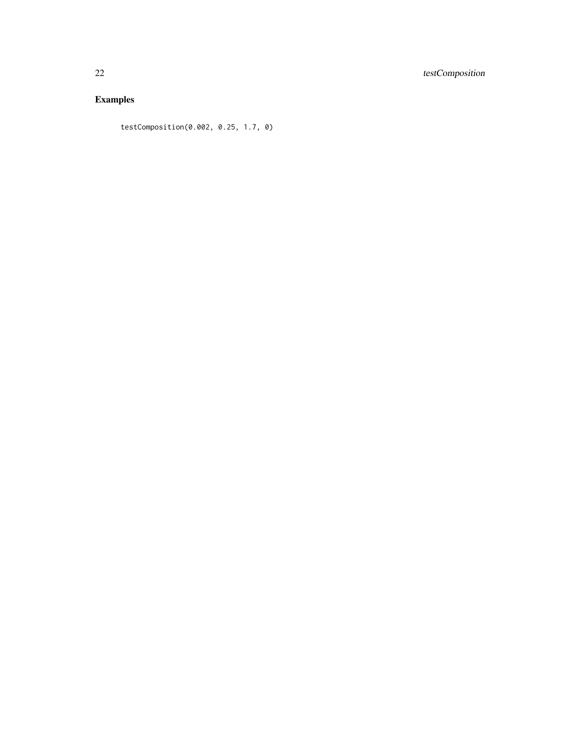## Examples

```
testComposition(0.002, 0.25, 1.7, 0)
```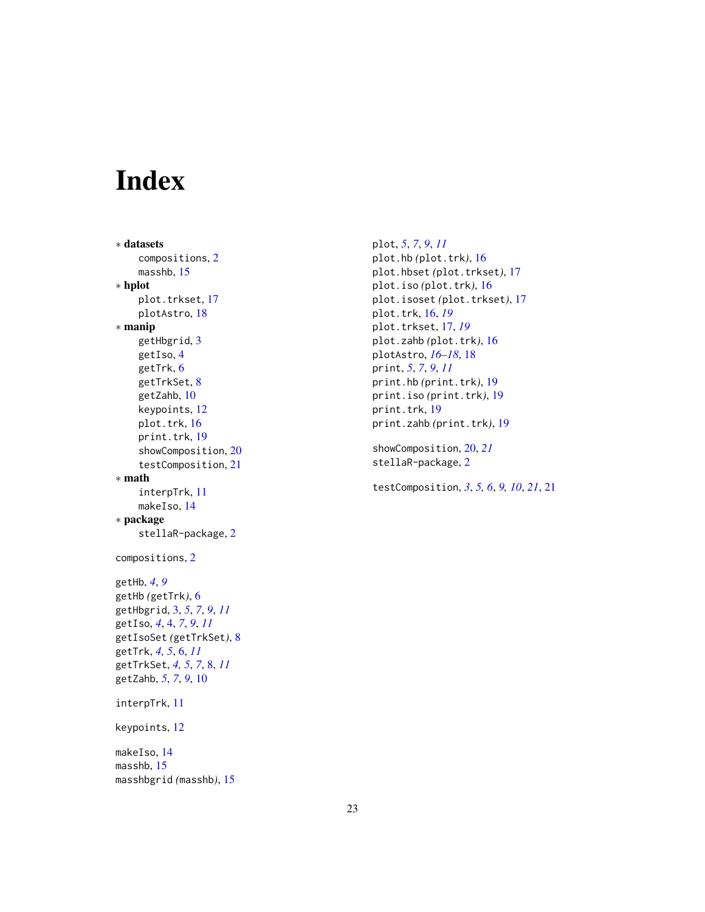# Index

∗ **datasets**
- compositions, 2
- masshb, 15

∗ **hplot**
- plot.trkset, 17
- plotAstro, 18

∗ **manip**
- getHbgrid, 3
- getIso, 4
- getTrk, 6
- getTrkSet, 8
- getZahb, 10
- keypoints, 12
- plot.trk, 16
- print.trk, 19
- showComposition, 20
- testComposition, 21

∗ **math**
- interpTrk, 11
- makeIso, 14

∗ **package**
- stellaR-package, 2

compositions, 2

getHb, *4*, *9*
getHb *(*getTrk*)*, 6
getHbgrid, 3, *5*, *7*, *9*, *11*
getIso, *4*, 4, *7*, *9*, *11*
getIsoSet *(*getTrkSet*)*, 8
getTrk, *4*, *5*, 6, *11*
getTrkSet, *4*, *5*, *7*, 8, *11*
getZahb, *5*, *7*, *9*, 10

interpTrk, 11

keypoints, 12

makeIso, 14
masshb, 15
masshbgrid *(*masshb*)*, 15

plot, *5*, *7*, *9*, *11*
plot.hb *(*plot.trk*)*, 16
plot.hbset *(*plot.trkset*)*, 17
plot.iso *(*plot.trk*)*, 16
plot.isoset *(*plot.trkset*)*, 17
plot.trk, 16, *19*
plot.trkset, 17, *19*
plot.zahb *(*plot.trk*)*, 16
plotAstro, *16–18*, 18
print, *5*, *7*, *9*, *11*
print.hb *(*print.trk*)*, 19
print.iso *(*print.trk*)*, 19
print.trk, 19
print.zahb *(*print.trk*)*, 19

showComposition, 20, *21*
stellaR-package, 2

testComposition, *3*, *5*, *6*, *9*, *10*, *21*, 21